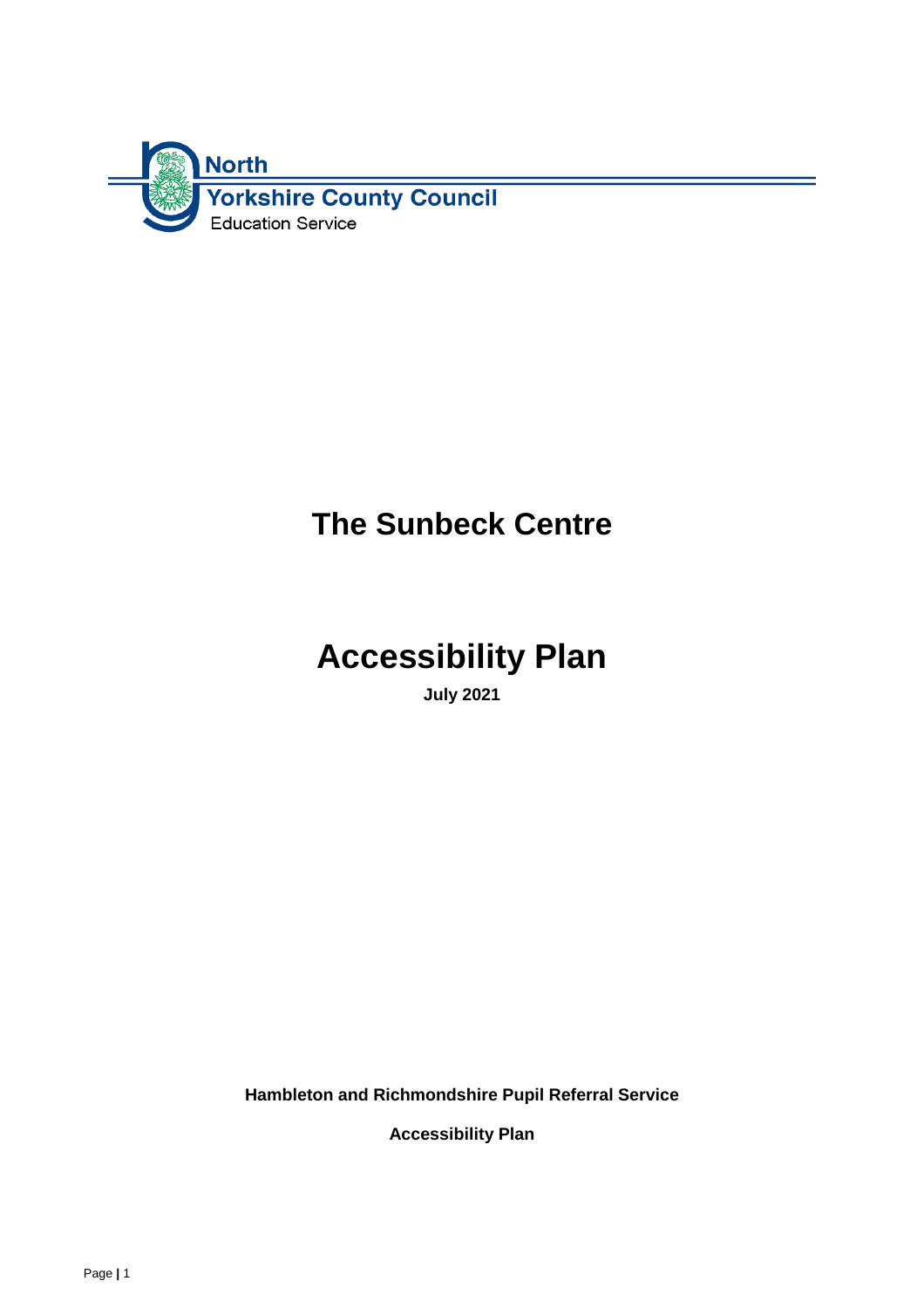North
Yorkshire County Council
Education Service

# The Sunbeck Centre

# Accessibility Plan

**July 2021**

**Hambleton and Richmondshire Pupil Referral Service**

**Accessibility Plan**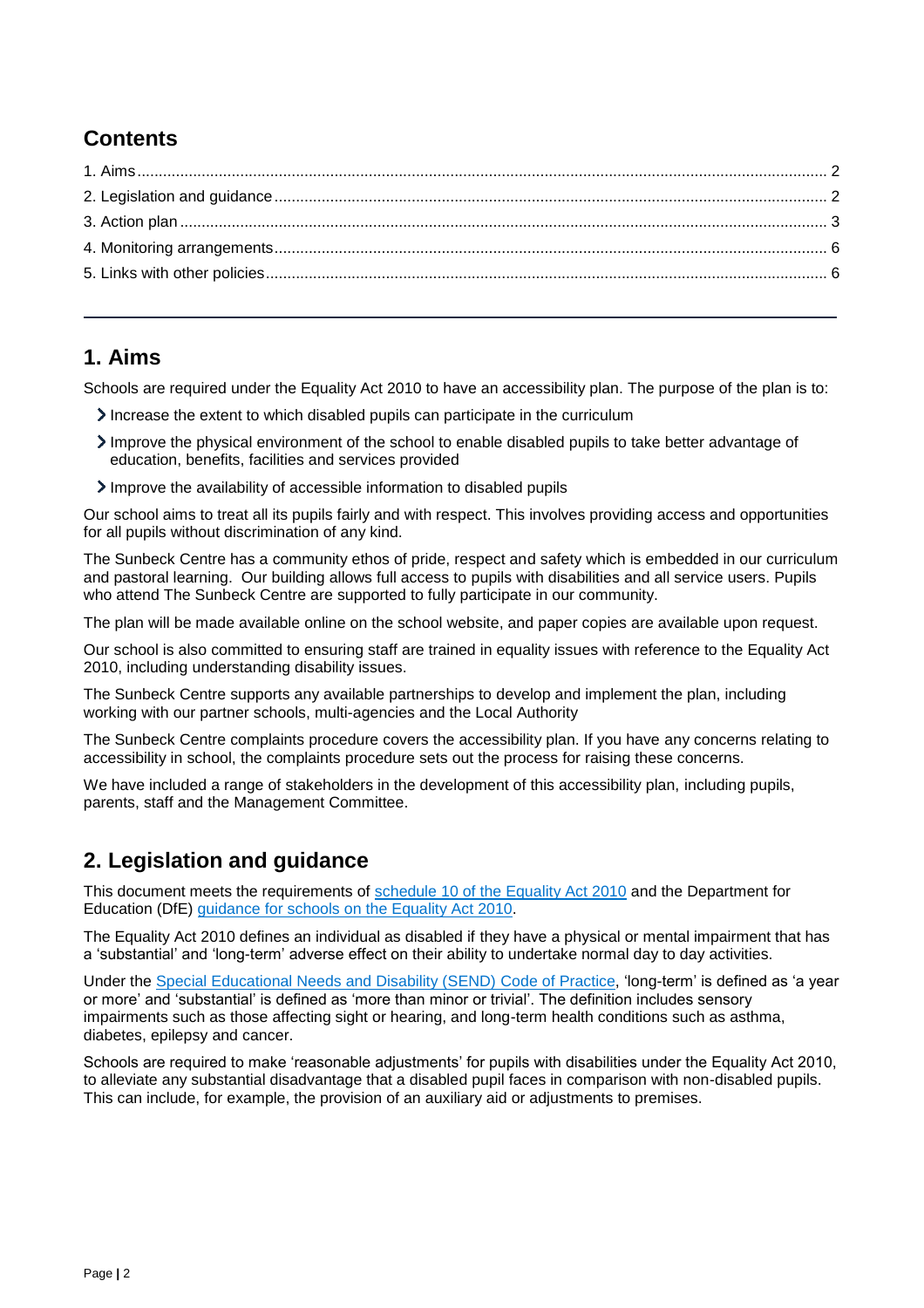## Contents

1. Aims ........ 2
2. Legislation and guidance ........ 2
3. Action plan ........ 3
4. Monitoring arrangements ........ 6
5. Links with other policies ........ 6

---

## 1. Aims

Schools are required under the Equality Act 2010 to have an accessibility plan. The purpose of the plan is to:

- Increase the extent to which disabled pupils can participate in the curriculum
- Improve the physical environment of the school to enable disabled pupils to take better advantage of education, benefits, facilities and services provided
- Improve the availability of accessible information to disabled pupils

Our school aims to treat all its pupils fairly and with respect. This involves providing access and opportunities for all pupils without discrimination of any kind.

The Sunbeck Centre has a community ethos of pride, respect and safety which is embedded in our curriculum and pastoral learning. Our building allows full access to pupils with disabilities and all service users. Pupils who attend The Sunbeck Centre are supported to fully participate in our community.

The plan will be made available online on the school website, and paper copies are available upon request.

Our school is also committed to ensuring staff are trained in equality issues with reference to the Equality Act 2010, including understanding disability issues.

The Sunbeck Centre supports any available partnerships to develop and implement the plan, including working with our partner schools, multi-agencies and the Local Authority

The Sunbeck Centre complaints procedure covers the accessibility plan. If you have any concerns relating to accessibility in school, the complaints procedure sets out the process for raising these concerns.

We have included a range of stakeholders in the development of this accessibility plan, including pupils, parents, staff and the Management Committee.

## 2. Legislation and guidance

This document meets the requirements of schedule 10 of the Equality Act 2010 and the Department for Education (DfE) guidance for schools on the Equality Act 2010.

The Equality Act 2010 defines an individual as disabled if they have a physical or mental impairment that has a 'substantial' and 'long-term' adverse effect on their ability to undertake normal day to day activities.

Under the Special Educational Needs and Disability (SEND) Code of Practice, 'long-term' is defined as 'a year or more' and 'substantial' is defined as 'more than minor or trivial'. The definition includes sensory impairments such as those affecting sight or hearing, and long-term health conditions such as asthma, diabetes, epilepsy and cancer.

Schools are required to make 'reasonable adjustments' for pupils with disabilities under the Equality Act 2010, to alleviate any substantial disadvantage that a disabled pupil faces in comparison with non-disabled pupils. This can include, for example, the provision of an auxiliary aid or adjustments to premises.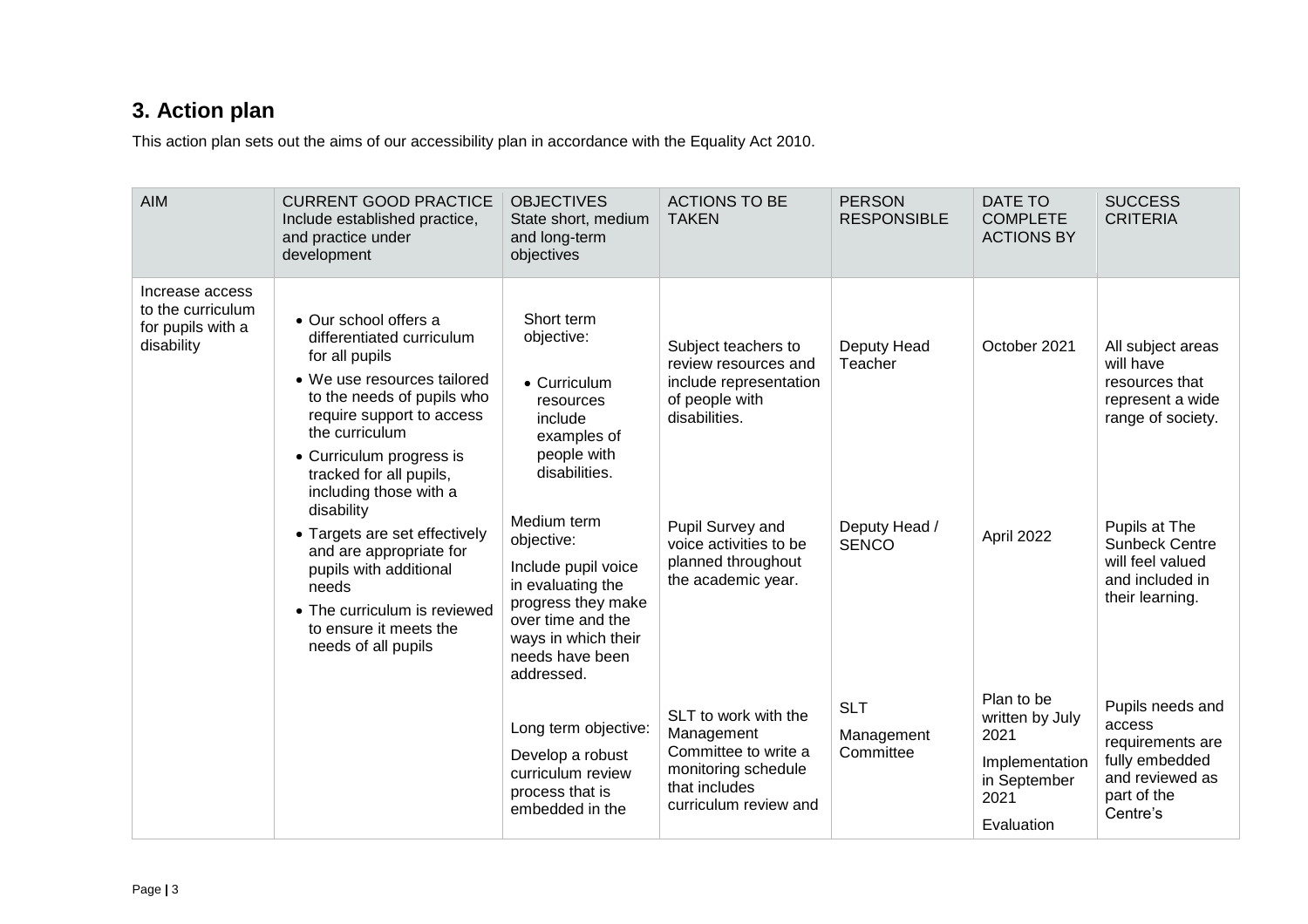## 3. Action plan

This action plan sets out the aims of our accessibility plan in accordance with the Equality Act 2010.

| AIM | CURRENT GOOD PRACTICE Include established practice, and practice under development | OBJECTIVES State short, medium and long-term objectives | ACTIONS TO BE TAKEN | PERSON RESPONSIBLE | DATE TO COMPLETE ACTIONS BY | SUCCESS CRITERIA |
|---|---|---|---|---|---|---|
| Increase access to the curriculum for pupils with a disability | • Our school offers a differentiated curriculum for all pupils<br>• We use resources tailored to the needs of pupils who require support to access the curriculum<br>• Curriculum progress is tracked for all pupils, including those with a disability<br>• Targets are set effectively and are appropriate for pupils with additional needs<br>• The curriculum is reviewed to ensure it meets the needs of all pupils | Short term objective:<br>• Curriculum resources include examples of people with disabilities. | Subject teachers to review resources and include representation of people with disabilities. | Deputy Head Teacher | October 2021 | All subject areas will have resources that represent a wide range of society. |
| | | Medium term objective:<br>Include pupil voice in evaluating the progress they make over time and the ways in which their needs have been addressed. | Pupil Survey and voice activities to be planned throughout the academic year. | Deputy Head / SENCO | April 2022 | Pupils at The Sunbeck Centre will feel valued and included in their learning. |
| | | Long term objective:<br>Develop a robust curriculum review process that is embedded in the | SLT to work with the Management Committee to write a monitoring schedule that includes curriculum review and | SLT<br>Management Committee | Plan to be written by July 2021<br>Implementation in September 2021<br>Evaluation | Pupils needs and access requirements are fully embedded and reviewed as part of the Centre's |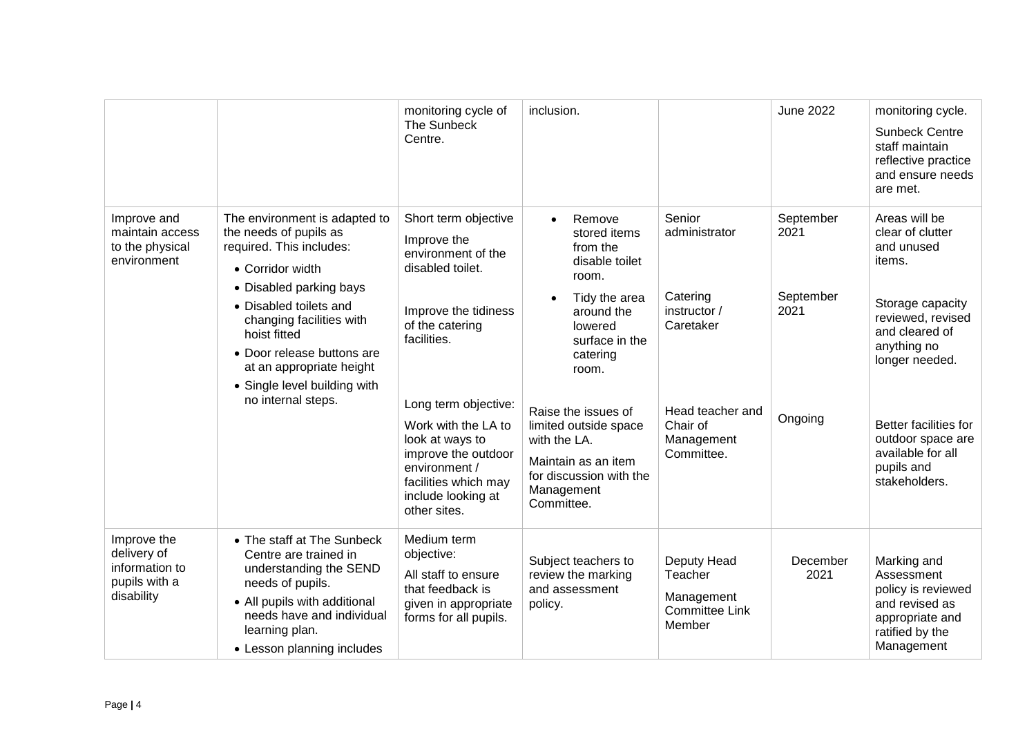| | | monitoring cycle of The Sunbeck Centre. | inclusion. | | June 2022 | monitoring cycle.<br>Sunbeck Centre staff maintain reflective practice and ensure needs are met. |
|---|---|---|---|---|---|---|
| Improve and maintain access to the physical environment | The environment is adapted to the needs of pupils as required. This includes:<br>• Corridor width<br>• Disabled parking bays<br>• Disabled toilets and changing facilities with hoist fitted<br>• Door release buttons are at an appropriate height<br>• Single level building with no internal steps. | Short term objective<br>Improve the environment of the disabled toilet.<br><br>Improve the tidiness of the catering facilities.<br><br>Long term objective:<br>Work with the LA to look at ways to improve the outdoor environment / facilities which may include looking at other sites. | • Remove stored items from the disable toilet room.<br>• Tidy the area around the lowered surface in the catering room.<br><br>Raise the issues of limited outside space with the LA.<br>Maintain as an item for discussion with the Management Committee. | Senior administrator<br><br>Catering instructor / Caretaker<br><br>Head teacher and Chair of Management Committee. | September 2021<br><br>September 2021<br><br>Ongoing | Areas will be clear of clutter and unused items.<br><br>Storage capacity reviewed, revised and cleared of anything no longer needed.<br><br>Better facilities for outdoor space are available for all pupils and stakeholders. |
| Improve the delivery of information to pupils with a disability | • The staff at The Sunbeck Centre are trained in understanding the SEND needs of pupils.<br>• All pupils with additional needs have and individual learning plan.<br>• Lesson planning includes | Medium term objective:<br>All staff to ensure that feedback is given in appropriate forms for all pupils. | Subject teachers to review the marking and assessment policy. | Deputy Head Teacher<br>Management Committee Link Member | December 2021 | Marking and Assessment policy is reviewed and revised as appropriate and ratified by the Management |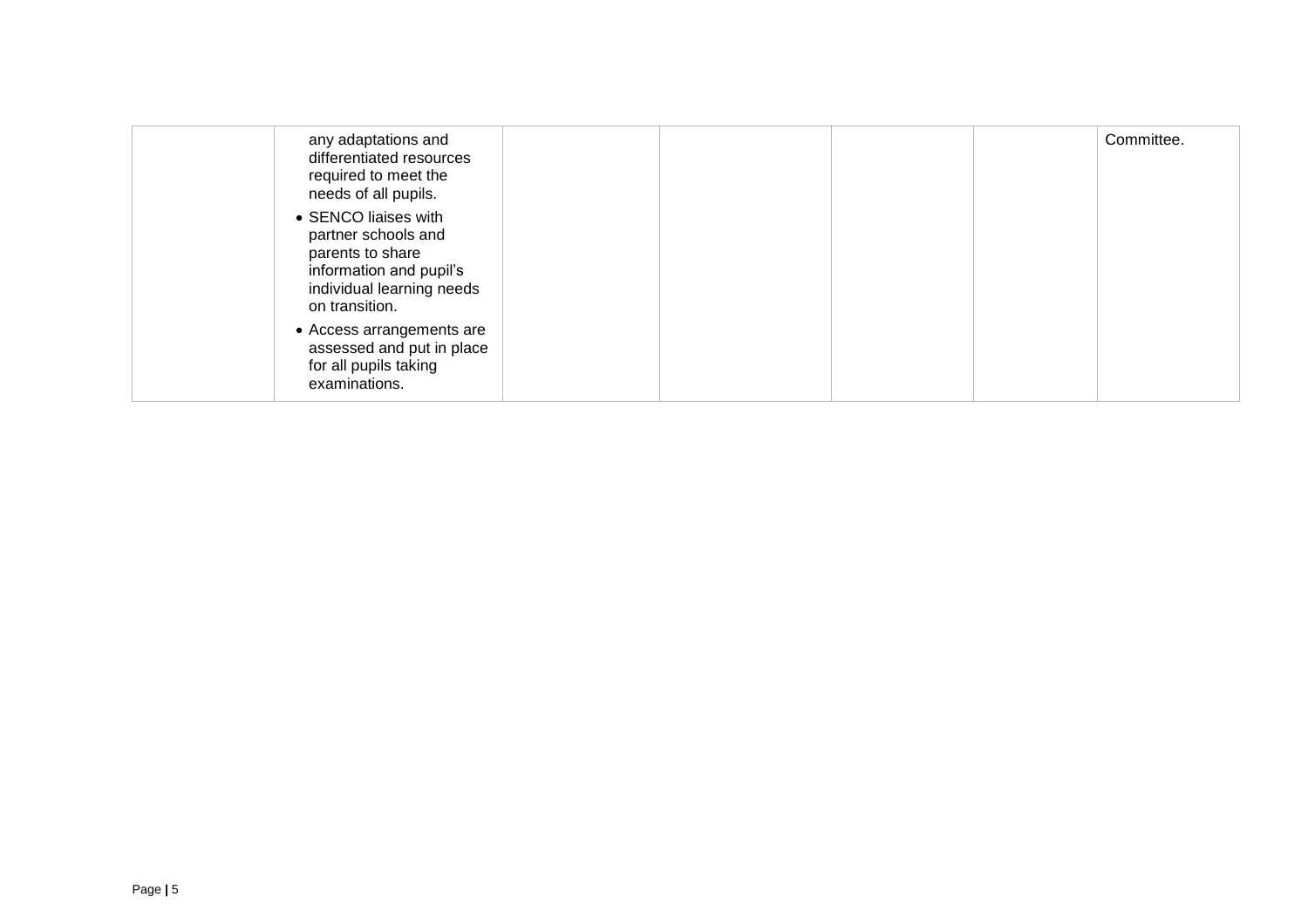| | | | | | | |
|---|---|---|---|---|---|---|
| | any adaptations and differentiated resources required to meet the needs of all pupils.<br>• SENCO liaises with partner schools and parents to share information and pupil's individual learning needs on transition.<br>• Access arrangements are assessed and put in place for all pupils taking examinations. | | | | | Committee. |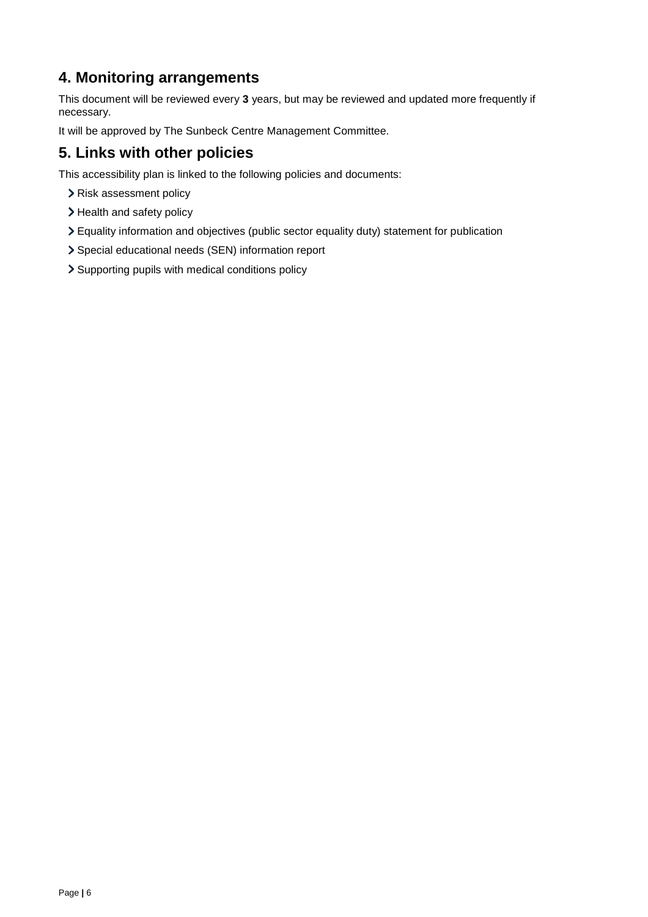## 4. Monitoring arrangements

This document will be reviewed every **3** years, but may be reviewed and updated more frequently if necessary.

It will be approved by The Sunbeck Centre Management Committee.

## 5. Links with other policies

This accessibility plan is linked to the following policies and documents:

- Risk assessment policy
- Health and safety policy
- Equality information and objectives (public sector equality duty) statement for publication
- Special educational needs (SEN) information report
- Supporting pupils with medical conditions policy